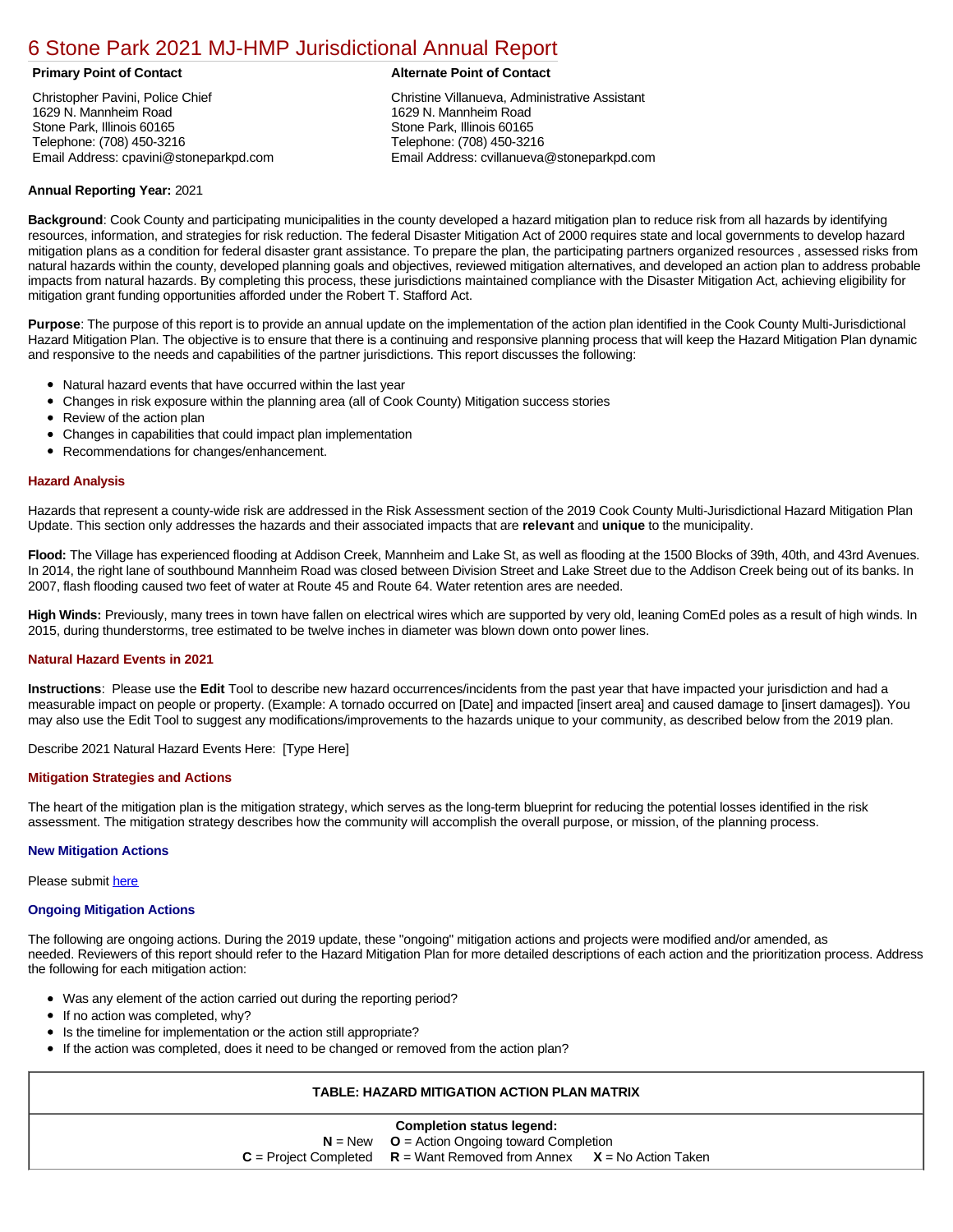# 6 Stone Park 2021 MJ-HMP Jurisdictional Annual Report

**Primary Point of Contact**

Christopher Pavini, Police Chief
1629 N. Mannheim Road
Stone Park, Illinois 60165
Telephone: (708) 450-3216
Email Address: cpavini@stoneparkpd.com

**Alternate Point of Contact**

Christine Villanueva, Administrative Assistant
1629 N. Mannheim Road
Stone Park, Illinois 60165
Telephone: (708) 450-3216
Email Address: cvillanueva@stoneparkpd.com

**Annual Reporting Year:** 2021

**Background**: Cook County and participating municipalities in the county developed a hazard mitigation plan to reduce risk from all hazards by identifying resources, information, and strategies for risk reduction. The federal Disaster Mitigation Act of 2000 requires state and local governments to develop hazard mitigation plans as a condition for federal disaster grant assistance. To prepare the plan, the participating partners organized resources , assessed risks from natural hazards within the county, developed planning goals and objectives, reviewed mitigation alternatives, and developed an action plan to address probable impacts from natural hazards. By completing this process, these jurisdictions maintained compliance with the Disaster Mitigation Act, achieving eligibility for mitigation grant funding opportunities afforded under the Robert T. Stafford Act.

**Purpose**: The purpose of this report is to provide an annual update on the implementation of the action plan identified in the Cook County Multi-Jurisdictional Hazard Mitigation Plan. The objective is to ensure that there is a continuing and responsive planning process that will keep the Hazard Mitigation Plan dynamic and responsive to the needs and capabilities of the partner jurisdictions. This report discusses the following:

- Natural hazard events that have occurred within the last year
- Changes in risk exposure within the planning area (all of Cook County) Mitigation success stories
- Review of the action plan
- Changes in capabilities that could impact plan implementation
- Recommendations for changes/enhancement.

### Hazard Analysis

Hazards that represent a county-wide risk are addressed in the Risk Assessment section of the 2019 Cook County Multi-Jurisdictional Hazard Mitigation Plan Update. This section only addresses the hazards and their associated impacts that are **relevant** and **unique** to the municipality.

**Flood:** The Village has experienced flooding at Addison Creek, Mannheim and Lake St, as well as flooding at the 1500 Blocks of 39th, 40th, and 43rd Avenues. In 2014, the right lane of southbound Mannheim Road was closed between Division Street and Lake Street due to the Addison Creek being out of its banks. In 2007, flash flooding caused two feet of water at Route 45 and Route 64. Water retention ares are needed.

**High Winds:** Previously, many trees in town have fallen on electrical wires which are supported by very old, leaning ComEd poles as a result of high winds. In 2015, during thunderstorms, tree estimated to be twelve inches in diameter was blown down onto power lines.

### Natural Hazard Events in 2021

**Instructions**: Please use the **Edit** Tool to describe new hazard occurrences/incidents from the past year that have impacted your jurisdiction and had a measurable impact on people or property. (Example: A tornado occurred on [Date] and impacted [insert area] and caused damage to [insert damages]). You may also use the Edit Tool to suggest any modifications/improvements to the hazards unique to your community, as described below from the 2019 plan.

Describe 2021 Natural Hazard Events Here: [Type Here]

### Mitigation Strategies and Actions

The heart of the mitigation plan is the mitigation strategy, which serves as the long-term blueprint for reducing the potential losses identified in the risk assessment. The mitigation strategy describes how the community will accomplish the overall purpose, or mission, of the planning process.

### New Mitigation Actions

Please submit here

### Ongoing Mitigation Actions

The following are ongoing actions. During the 2019 update, these "ongoing" mitigation actions and projects were modified and/or amended, as needed. Reviewers of this report should refer to the Hazard Mitigation Plan for more detailed descriptions of each action and the prioritization process. Address the following for each mitigation action:

- Was any element of the action carried out during the reporting period?
- If no action was completed, why?
- Is the timeline for implementation or the action still appropriate?
- If the action was completed, does it need to be changed or removed from the action plan?

| TABLE: HAZARD MITIGATION ACTION PLAN MATRIX |
|---|
| **Completion status legend:**<br>**N** = New **O** = Action Ongoing toward Completion<br>**C** = Project Completed **R** = Want Removed from Annex **X** = No Action Taken |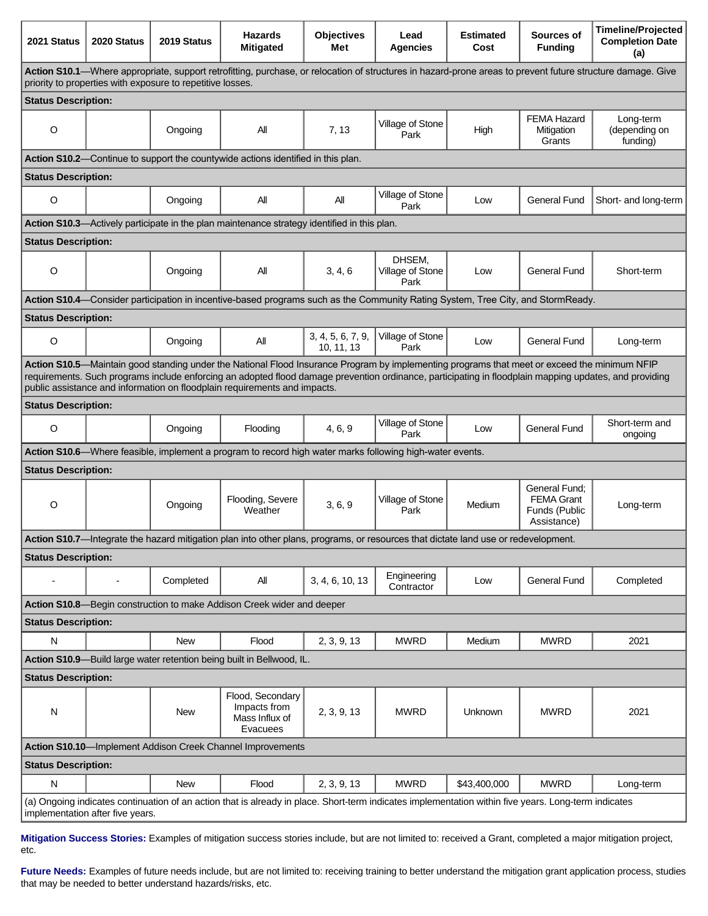| 2021 Status | 2020 Status | 2019 Status | Hazards Mitigated | Objectives Met | Lead Agencies | Estimated Cost | Sources of Funding | Timeline/Projected Completion Date (a) |
|---|---|---|---|---|---|---|---|---|
| **Action S10.1**—Where appropriate, support retrofitting, purchase, or relocation of structures in hazard-prone areas to prevent future structure damage. Give priority to properties with exposure to repetitive losses. | | | | | | | | |
| **Status Description:** | | | | | | | | |
| O | | Ongoing | All | 7, 13 | Village of Stone Park | High | FEMA Hazard Mitigation Grants | Long-term (depending on funding) |
| **Action S10.2**—Continue to support the countywide actions identified in this plan. | | | | | | | | |
| **Status Description:** | | | | | | | | |
| O | | Ongoing | All | All | Village of Stone Park | Low | General Fund | Short- and long-term |
| **Action S10.3**—Actively participate in the plan maintenance strategy identified in this plan. | | | | | | | | |
| **Status Description:** | | | | | | | | |
| O | | Ongoing | All | 3, 4, 6 | DHSEM, Village of Stone Park | Low | General Fund | Short-term |
| **Action S10.4**—Consider participation in incentive-based programs such as the Community Rating System, Tree City, and StormReady. | | | | | | | | |
| **Status Description:** | | | | | | | | |
| O | | Ongoing | All | 3, 4, 5, 6, 7, 9, 10, 11, 13 | Village of Stone Park | Low | General Fund | Long-term |
| **Action S10.5**—Maintain good standing under the National Flood Insurance Program by implementing programs that meet or exceed the minimum NFIP requirements. Such programs include enforcing an adopted flood damage prevention ordinance, participating in floodplain mapping updates, and providing public assistance and information on floodplain requirements and impacts. | | | | | | | | |
| **Status Description:** | | | | | | | | |
| O | | Ongoing | Flooding | 4, 6, 9 | Village of Stone Park | Low | General Fund | Short-term and ongoing |
| **Action S10.6**—Where feasible, implement a program to record high water marks following high-water events. | | | | | | | | |
| **Status Description:** | | | | | | | | |
| O | | Ongoing | Flooding, Severe Weather | 3, 6, 9 | Village of Stone Park | Medium | General Fund; FEMA Grant Funds (Public Assistance) | Long-term |
| **Action S10.7**—Integrate the hazard mitigation plan into other plans, programs, or resources that dictate land use or redevelopment. | | | | | | | | |
| **Status Description:** | | | | | | | | |
| - | - | Completed | All | 3, 4, 6, 10, 13 | Engineering Contractor | Low | General Fund | Completed |
| **Action S10.8**—Begin construction to make Addison Creek wider and deeper | | | | | | | | |
| **Status Description:** | | | | | | | | |
| N | | New | Flood | 2, 3, 9, 13 | MWRD | Medium | MWRD | 2021 |
| **Action S10.9**—Build large water retention being built in Bellwood, IL. | | | | | | | | |
| **Status Description:** | | | | | | | | |
| N | | New | Flood, Secondary Impacts from Mass Influx of Evacuees | 2, 3, 9, 13 | MWRD | Unknown | MWRD | 2021 |
| **Action S10.10**—Implement Addison Creek Channel Improvements | | | | | | | | |
| **Status Description:** | | | | | | | | |
| N | | New | Flood | 2, 3, 9, 13 | MWRD | $43,400,000 | MWRD | Long-term |
| (a) Ongoing indicates continuation of an action that is already in place. Short-term indicates implementation within five years. Long-term indicates implementation after five years. | | | | | | | | |

**Mitigation Success Stories:** Examples of mitigation success stories include, but are not limited to: received a Grant, completed a major mitigation project, etc.

**Future Needs:** Examples of future needs include, but are not limited to: receiving training to better understand the mitigation grant application process, studies that may be needed to better understand hazards/risks, etc.